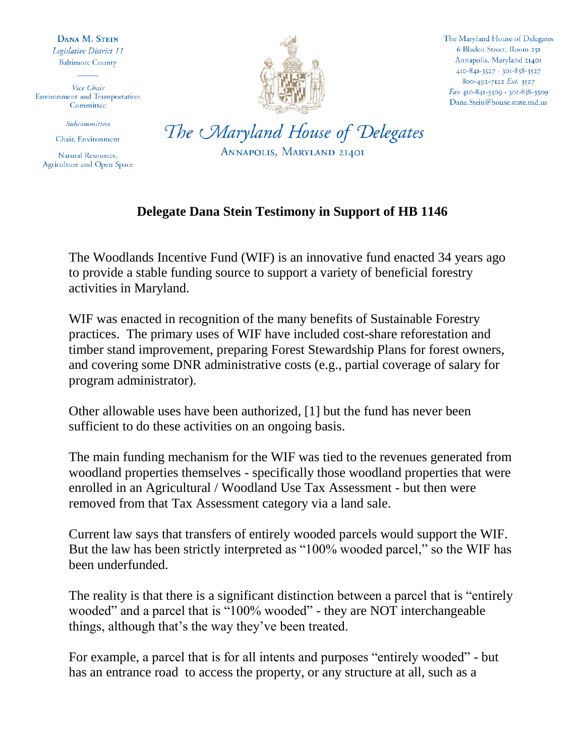**Dana M. Stein**
*Legislative District 11*
Baltimore County

*Vice Chair*
Environment and Transportation Committee

*Subcommittees*

Chair, Environment

Natural Resources, Agriculture and Open Space

The Maryland House of Delegates
6 Bladen Street, Room 251
Annapolis, Maryland 21401
410-841-3527 · 301-858-3527
800-492-7122 *Ext.* 3527
*Fax* 410-841-3509 · 301-858-3509
Dana.Stein@house.state.md.us

*The Maryland House of Delegates*
Annapolis, Maryland 21401

## Delegate Dana Stein Testimony in Support of HB 1146

The Woodlands Incentive Fund (WIF) is an innovative fund enacted 34 years ago to provide a stable funding source to support a variety of beneficial forestry activities in Maryland.

WIF was enacted in recognition of the many benefits of Sustainable Forestry practices. The primary uses of WIF have included cost-share reforestation and timber stand improvement, preparing Forest Stewardship Plans for forest owners, and covering some DNR administrative costs (e.g., partial coverage of salary for program administrator).

Other allowable uses have been authorized, [1] but the fund has never been sufficient to do these activities on an ongoing basis.

The main funding mechanism for the WIF was tied to the revenues generated from woodland properties themselves - specifically those woodland properties that were enrolled in an Agricultural / Woodland Use Tax Assessment - but then were removed from that Tax Assessment category via a land sale.

Current law says that transfers of entirely wooded parcels would support the WIF. But the law has been strictly interpreted as "100% wooded parcel," so the WIF has been underfunded.

The reality is that there is a significant distinction between a parcel that is "entirely wooded" and a parcel that is "100% wooded" - they are NOT interchangeable things, although that's the way they've been treated.

For example, a parcel that is for all intents and purposes "entirely wooded" - but has an entrance road to access the property, or any structure at all, such as a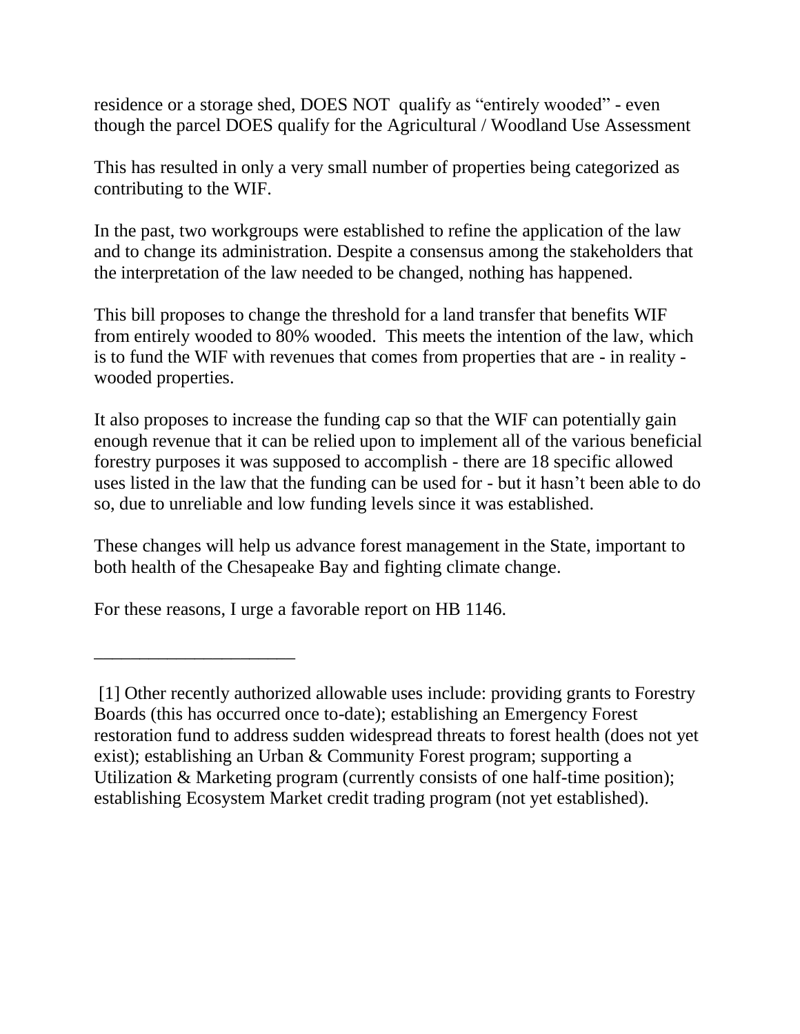residence or a storage shed, DOES NOT qualify as "entirely wooded" - even though the parcel DOES qualify for the Agricultural / Woodland Use Assessment

This has resulted in only a very small number of properties being categorized as contributing to the WIF.

In the past, two workgroups were established to refine the application of the law and to change its administration. Despite a consensus among the stakeholders that the interpretation of the law needed to be changed, nothing has happened.

This bill proposes to change the threshold for a land transfer that benefits WIF from entirely wooded to 80% wooded. This meets the intention of the law, which is to fund the WIF with revenues that comes from properties that are - in reality - wooded properties.

It also proposes to increase the funding cap so that the WIF can potentially gain enough revenue that it can be relied upon to implement all of the various beneficial forestry purposes it was supposed to accomplish - there are 18 specific allowed uses listed in the law that the funding can be used for - but it hasn't been able to do so, due to unreliable and low funding levels since it was established.

These changes will help us advance forest management in the State, important to both health of the Chesapeake Bay and fighting climate change.

For these reasons, I urge a favorable report on HB 1146.

______________________

[1] Other recently authorized allowable uses include: providing grants to Forestry Boards (this has occurred once to-date); establishing an Emergency Forest restoration fund to address sudden widespread threats to forest health (does not yet exist); establishing an Urban & Community Forest program; supporting a Utilization & Marketing program (currently consists of one half-time position); establishing Ecosystem Market credit trading program (not yet established).